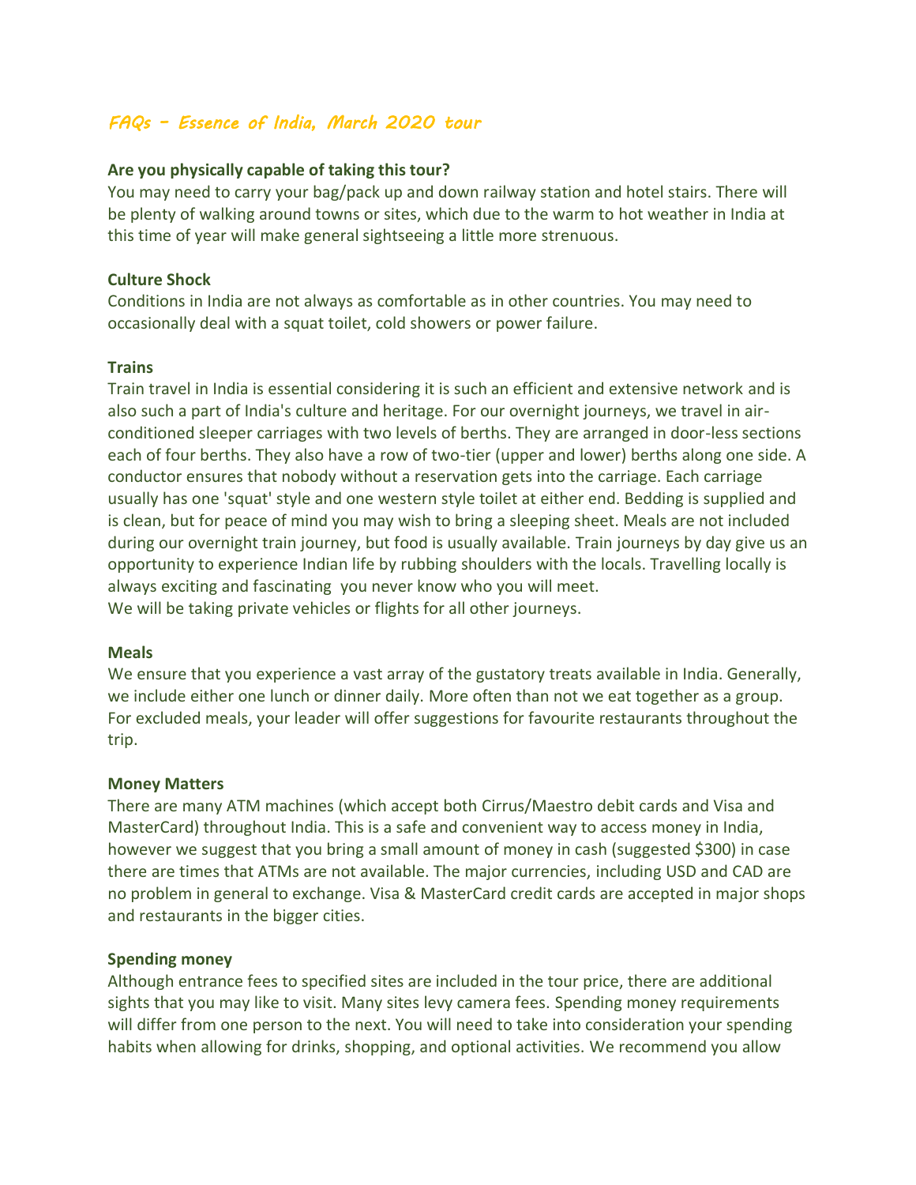# *FAQs – Essence of India, March 2020 tour*

**Are you physically capable of taking this tour?**

You may need to carry your bag/pack up and down railway station and hotel stairs. There will be plenty of walking around towns or sites, which due to the warm to hot weather in India at this time of year will make general sightseeing a little more strenuous.

**Culture Shock**

Conditions in India are not always as comfortable as in other countries. You may need to occasionally deal with a squat toilet, cold showers or power failure.

**Trains**

Train travel in India is essential considering it is such an efficient and extensive network and is also such a part of India's culture and heritage. For our overnight journeys, we travel in air-conditioned sleeper carriages with two levels of berths. They are arranged in door-less sections each of four berths. They also have a row of two-tier (upper and lower) berths along one side. A conductor ensures that nobody without a reservation gets into the carriage. Each carriage usually has one 'squat' style and one western style toilet at either end. Bedding is supplied and is clean, but for peace of mind you may wish to bring a sleeping sheet. Meals are not included during our overnight train journey, but food is usually available. Train journeys by day give us an opportunity to experience Indian life by rubbing shoulders with the locals. Travelling locally is always exciting and fascinating you never know who you will meet.
We will be taking private vehicles or flights for all other journeys.

**Meals**

We ensure that you experience a vast array of the gustatory treats available in India. Generally, we include either one lunch or dinner daily. More often than not we eat together as a group. For excluded meals, your leader will offer suggestions for favourite restaurants throughout the trip.

**Money Matters**

There are many ATM machines (which accept both Cirrus/Maestro debit cards and Visa and MasterCard) throughout India. This is a safe and convenient way to access money in India, however we suggest that you bring a small amount of money in cash (suggested $300) in case there are times that ATMs are not available. The major currencies, including USD and CAD are no problem in general to exchange. Visa & MasterCard credit cards are accepted in major shops and restaurants in the bigger cities.

**Spending money**

Although entrance fees to specified sites are included in the tour price, there are additional sights that you may like to visit. Many sites levy camera fees. Spending money requirements will differ from one person to the next. You will need to take into consideration your spending habits when allowing for drinks, shopping, and optional activities. We recommend you allow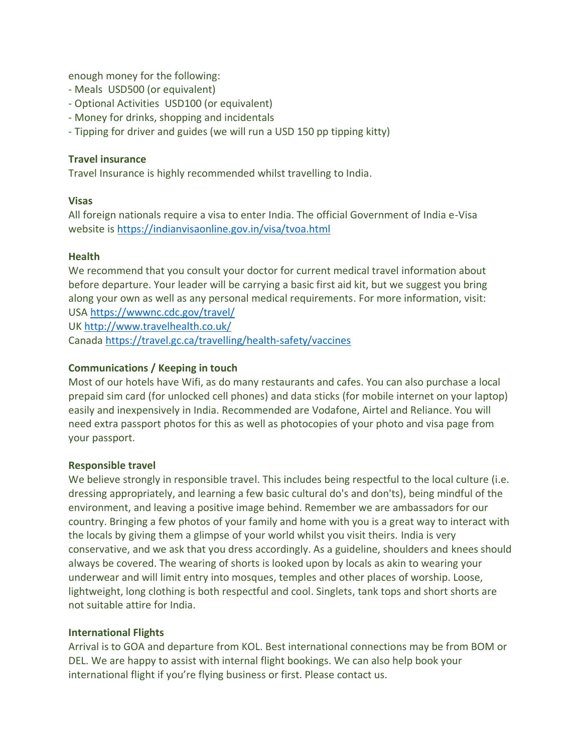enough money for the following:
- Meals  USD500 (or equivalent)
- Optional Activities  USD100 (or equivalent)
- Money for drinks, shopping and incidentals
- Tipping for driver and guides (we will run a USD 150 pp tipping kitty)

**Travel insurance**
Travel Insurance is highly recommended whilst travelling to India.

**Visas**
All foreign nationals require a visa to enter India. The official Government of India e-Visa website is https://indianvisaonline.gov.in/visa/tvoa.html

**Health**
We recommend that you consult your doctor for current medical travel information about before departure. Your leader will be carrying a basic first aid kit, but we suggest you bring along your own as well as any personal medical requirements. For more information, visit:
USA https://wwwnc.cdc.gov/travel/
UK http://www.travelhealth.co.uk/
Canada https://travel.gc.ca/travelling/health-safety/vaccines

**Communications / Keeping in touch**
Most of our hotels have Wifi, as do many restaurants and cafes. You can also purchase a local prepaid sim card (for unlocked cell phones) and data sticks (for mobile internet on your laptop) easily and inexpensively in India. Recommended are Vodafone, Airtel and Reliance. You will need extra passport photos for this as well as photocopies of your photo and visa page from your passport.

**Responsible travel**
We believe strongly in responsible travel. This includes being respectful to the local culture (i.e. dressing appropriately, and learning a few basic cultural do's and don'ts), being mindful of the environment, and leaving a positive image behind. Remember we are ambassadors for our country. Bringing a few photos of your family and home with you is a great way to interact with the locals by giving them a glimpse of your world whilst you visit theirs. India is very conservative, and we ask that you dress accordingly. As a guideline, shoulders and knees should always be covered. The wearing of shorts is looked upon by locals as akin to wearing your underwear and will limit entry into mosques, temples and other places of worship. Loose, lightweight, long clothing is both respectful and cool. Singlets, tank tops and short shorts are not suitable attire for India.

**International Flights**
Arrival is to GOA and departure from KOL. Best international connections may be from BOM or DEL. We are happy to assist with internal flight bookings. We can also help book your international flight if you're flying business or first. Please contact us.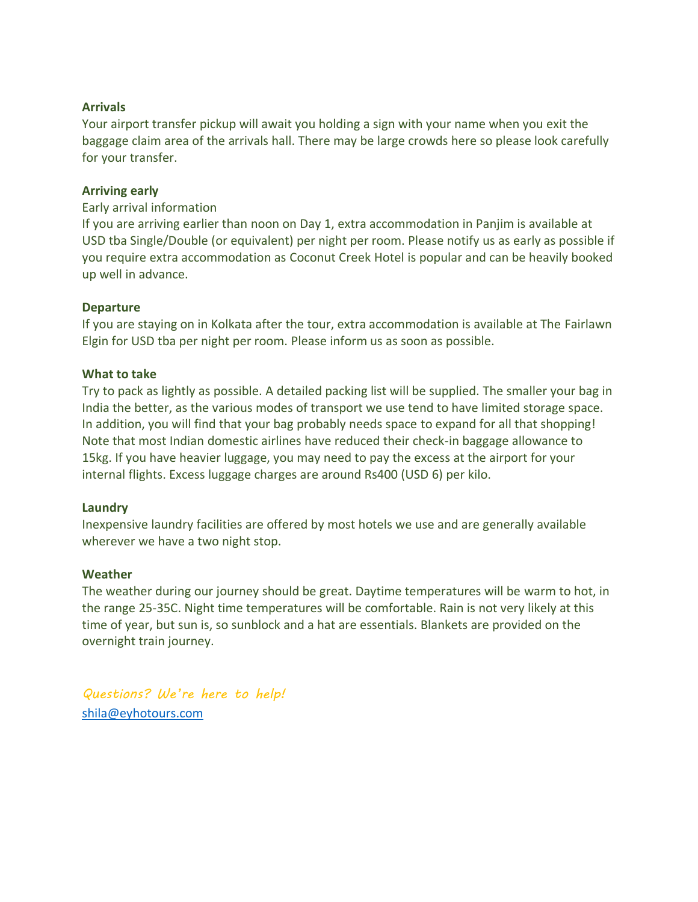**Arrivals**
Your airport transfer pickup will await you holding a sign with your name when you exit the baggage claim area of the arrivals hall. There may be large crowds here so please look carefully for your transfer.

**Arriving early**
Early arrival information
If you are arriving earlier than noon on Day 1, extra accommodation in Panjim is available at USD tba Single/Double (or equivalent) per night per room. Please notify us as early as possible if you require extra accommodation as Coconut Creek Hotel is popular and can be heavily booked up well in advance.

**Departure**
If you are staying on in Kolkata after the tour, extra accommodation is available at The Fairlawn Elgin for USD tba per night per room. Please inform us as soon as possible.

**What to take**
Try to pack as lightly as possible. A detailed packing list will be supplied. The smaller your bag in India the better, as the various modes of transport we use tend to have limited storage space. In addition, you will find that your bag probably needs space to expand for all that shopping! Note that most Indian domestic airlines have reduced their check-in baggage allowance to 15kg. If you have heavier luggage, you may need to pay the excess at the airport for your internal flights. Excess luggage charges are around Rs400 (USD 6) per kilo.

**Laundry**
Inexpensive laundry facilities are offered by most hotels we use and are generally available wherever we have a two night stop.

**Weather**
The weather during our journey should be great. Daytime temperatures will be warm to hot, in the range 25-35C. Night time temperatures will be comfortable. Rain is not very likely at this time of year, but sun is, so sunblock and a hat are essentials. Blankets are provided on the overnight train journey.

*Questions? We're here to help!*
shila@eyhotours.com